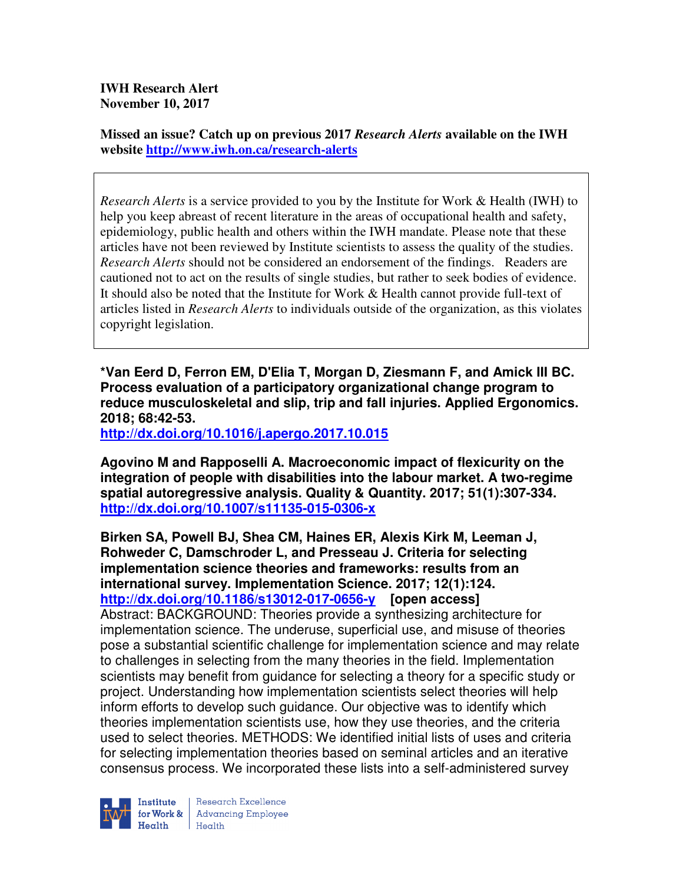**IWH Research Alert**
**November 10, 2017**

**Missed an issue? Catch up on previous 2017 *Research Alerts* available on the IWH website [http://www.iwh.on.ca/research-alerts](http://www.iwh.on.ca/research-alerts)**

> *Research Alerts* is a service provided to you by the Institute for Work & Health (IWH) to help you keep abreast of recent literature in the areas of occupational health and safety, epidemiology, public health and others within the IWH mandate. Please note that these articles have not been reviewed by Institute scientists to assess the quality of the studies. *Research Alerts* should not be considered an endorsement of the findings. Readers are cautioned not to act on the results of single studies, but rather to seek bodies of evidence. It should also be noted that the Institute for Work & Health cannot provide full-text of articles listed in *Research Alerts* to individuals outside of the organization, as this violates copyright legislation.

**\*Van Eerd D, Ferron EM, D'Elia T, Morgan D, Ziesmann F, and Amick III BC. Process evaluation of a participatory organizational change program to reduce musculoskeletal and slip, trip and fall injuries. Applied Ergonomics. 2018; 68:42-53.**
**[http://dx.doi.org/10.1016/j.apergo.2017.10.015](http://dx.doi.org/10.1016/j.apergo.2017.10.015)**

**Agovino M and Rapposelli A. Macroeconomic impact of flexicurity on the integration of people with disabilities into the labour market. A two-regime spatial autoregressive analysis. Quality & Quantity. 2017; 51(1):307-334.**
**[http://dx.doi.org/10.1007/s11135-015-0306-x](http://dx.doi.org/10.1007/s11135-015-0306-x)**

**Birken SA, Powell BJ, Shea CM, Haines ER, Alexis Kirk M, Leeman J, Rohweder C, Damschroder L, and Presseau J. Criteria for selecting implementation science theories and frameworks: results from an international survey. Implementation Science. 2017; 12(1):124.**
**[http://dx.doi.org/10.1186/s13012-017-0656-y](http://dx.doi.org/10.1186/s13012-017-0656-y) [open access]**
Abstract: BACKGROUND: Theories provide a synthesizing architecture for implementation science. The underuse, superficial use, and misuse of theories pose a substantial scientific challenge for implementation science and may relate to challenges in selecting from the many theories in the field. Implementation scientists may benefit from guidance for selecting a theory for a specific study or project. Understanding how implementation scientists select theories will help inform efforts to develop such guidance. Our objective was to identify which theories implementation scientists use, how they use theories, and the criteria used to select theories. METHODS: We identified initial lists of uses and criteria for selecting implementation theories based on seminal articles and an iterative consensus process. We incorporated these lists into a self-administered survey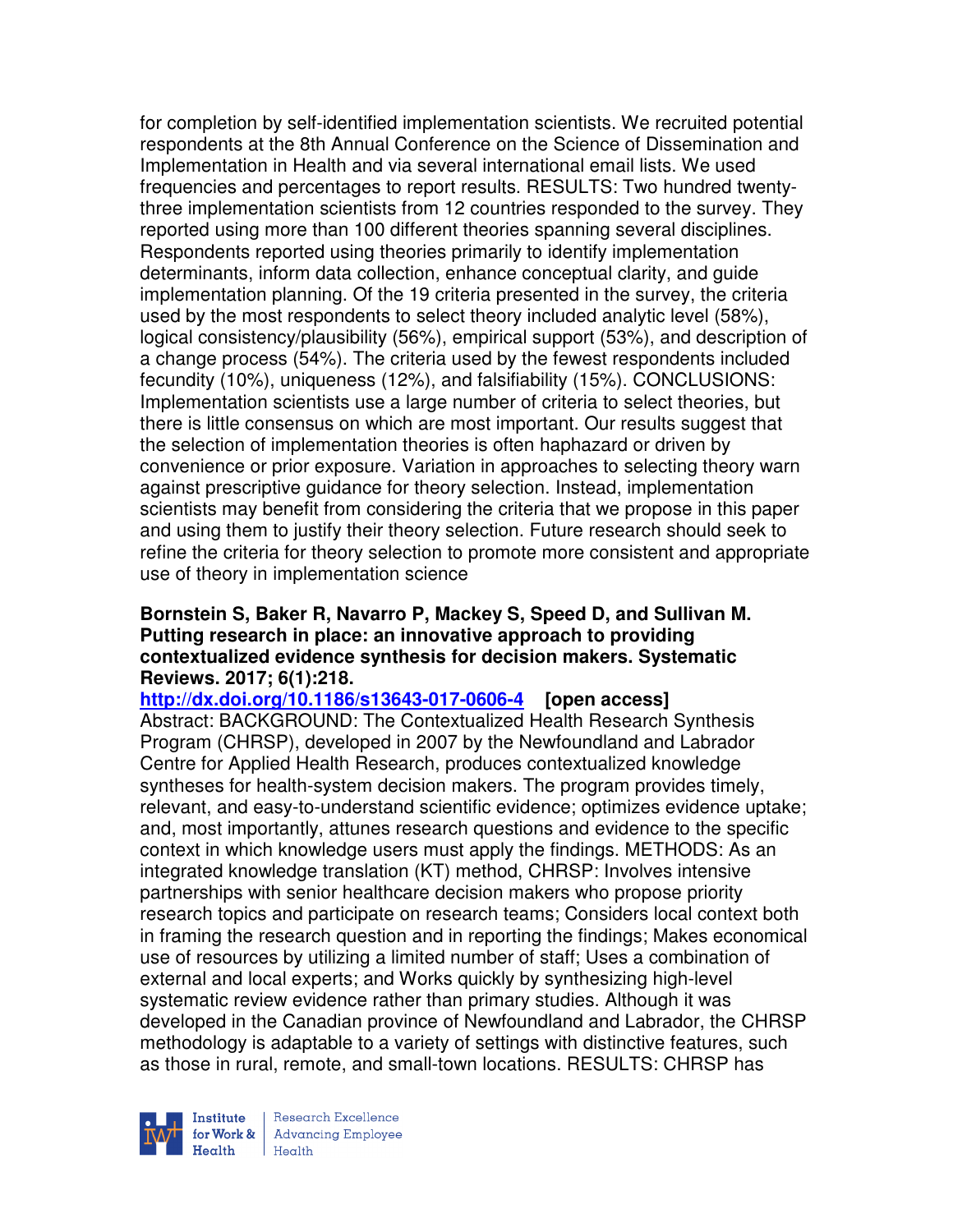for completion by self-identified implementation scientists. We recruited potential respondents at the 8th Annual Conference on the Science of Dissemination and Implementation in Health and via several international email lists. We used frequencies and percentages to report results. RESULTS: Two hundred twenty-three implementation scientists from 12 countries responded to the survey. They reported using more than 100 different theories spanning several disciplines. Respondents reported using theories primarily to identify implementation determinants, inform data collection, enhance conceptual clarity, and guide implementation planning. Of the 19 criteria presented in the survey, the criteria used by the most respondents to select theory included analytic level (58%), logical consistency/plausibility (56%), empirical support (53%), and description of a change process (54%). The criteria used by the fewest respondents included fecundity (10%), uniqueness (12%), and falsifiability (15%). CONCLUSIONS: Implementation scientists use a large number of criteria to select theories, but there is little consensus on which are most important. Our results suggest that the selection of implementation theories is often haphazard or driven by convenience or prior exposure. Variation in approaches to selecting theory warn against prescriptive guidance for theory selection. Instead, implementation scientists may benefit from considering the criteria that we propose in this paper and using them to justify their theory selection. Future research should seek to refine the criteria for theory selection to promote more consistent and appropriate use of theory in implementation science

**Bornstein S, Baker R, Navarro P, Mackey S, Speed D, and Sullivan M. Putting research in place: an innovative approach to providing contextualized evidence synthesis for decision makers. Systematic Reviews. 2017; 6(1):218.**

**http://dx.doi.org/10.1186/s13643-017-0606-4 [open access]**

Abstract: BACKGROUND: The Contextualized Health Research Synthesis Program (CHRSP), developed in 2007 by the Newfoundland and Labrador Centre for Applied Health Research, produces contextualized knowledge syntheses for health-system decision makers. The program provides timely, relevant, and easy-to-understand scientific evidence; optimizes evidence uptake; and, most importantly, attunes research questions and evidence to the specific context in which knowledge users must apply the findings. METHODS: As an integrated knowledge translation (KT) method, CHRSP: Involves intensive partnerships with senior healthcare decision makers who propose priority research topics and participate on research teams; Considers local context both in framing the research question and in reporting the findings; Makes economical use of resources by utilizing a limited number of staff; Uses a combination of external and local experts; and Works quickly by synthesizing high-level systematic review evidence rather than primary studies. Although it was developed in the Canadian province of Newfoundland and Labrador, the CHRSP methodology is adaptable to a variety of settings with distinctive features, such as those in rural, remote, and small-town locations. RESULTS: CHRSP has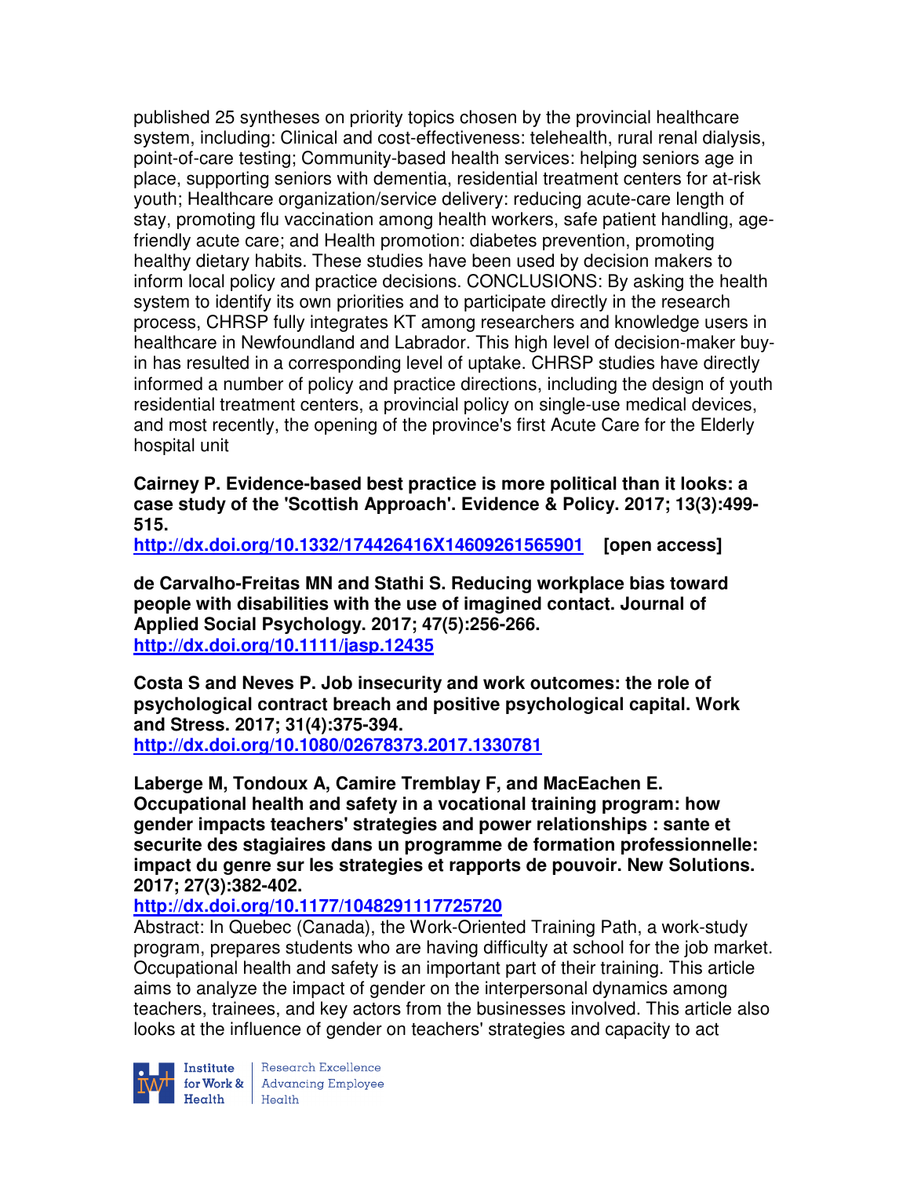published 25 syntheses on priority topics chosen by the provincial healthcare system, including: Clinical and cost-effectiveness: telehealth, rural renal dialysis, point-of-care testing; Community-based health services: helping seniors age in place, supporting seniors with dementia, residential treatment centers for at-risk youth; Healthcare organization/service delivery: reducing acute-care length of stay, promoting flu vaccination among health workers, safe patient handling, age-friendly acute care; and Health promotion: diabetes prevention, promoting healthy dietary habits. These studies have been used by decision makers to inform local policy and practice decisions. CONCLUSIONS: By asking the health system to identify its own priorities and to participate directly in the research process, CHRSP fully integrates KT among researchers and knowledge users in healthcare in Newfoundland and Labrador. This high level of decision-maker buy-in has resulted in a corresponding level of uptake. CHRSP studies have directly informed a number of policy and practice directions, including the design of youth residential treatment centers, a provincial policy on single-use medical devices, and most recently, the opening of the province's first Acute Care for the Elderly hospital unit

**Cairney P. Evidence-based best practice is more political than it looks: a case study of the 'Scottish Approach'. Evidence & Policy. 2017; 13(3):499-515.**
**http://dx.doi.org/10.1332/174426416X14609261565901** **[open access]**

**de Carvalho-Freitas MN and Stathi S. Reducing workplace bias toward people with disabilities with the use of imagined contact. Journal of Applied Social Psychology. 2017; 47(5):256-266.**
**http://dx.doi.org/10.1111/jasp.12435**

**Costa S and Neves P. Job insecurity and work outcomes: the role of psychological contract breach and positive psychological capital. Work and Stress. 2017; 31(4):375-394.**
**http://dx.doi.org/10.1080/02678373.2017.1330781**

**Laberge M, Tondoux A, Camire Tremblay F, and MacEachen E. Occupational health and safety in a vocational training program: how gender impacts teachers' strategies and power relationships : sante et securite des stagiaires dans un programme de formation professionnelle: impact du genre sur les strategies et rapports de pouvoir. New Solutions. 2017; 27(3):382-402.**
**http://dx.doi.org/10.1177/1048291117725720**
Abstract: In Quebec (Canada), the Work-Oriented Training Path, a work-study program, prepares students who are having difficulty at school for the job market. Occupational health and safety is an important part of their training. This article aims to analyze the impact of gender on the interpersonal dynamics among teachers, trainees, and key actors from the businesses involved. This article also looks at the influence of gender on teachers' strategies and capacity to act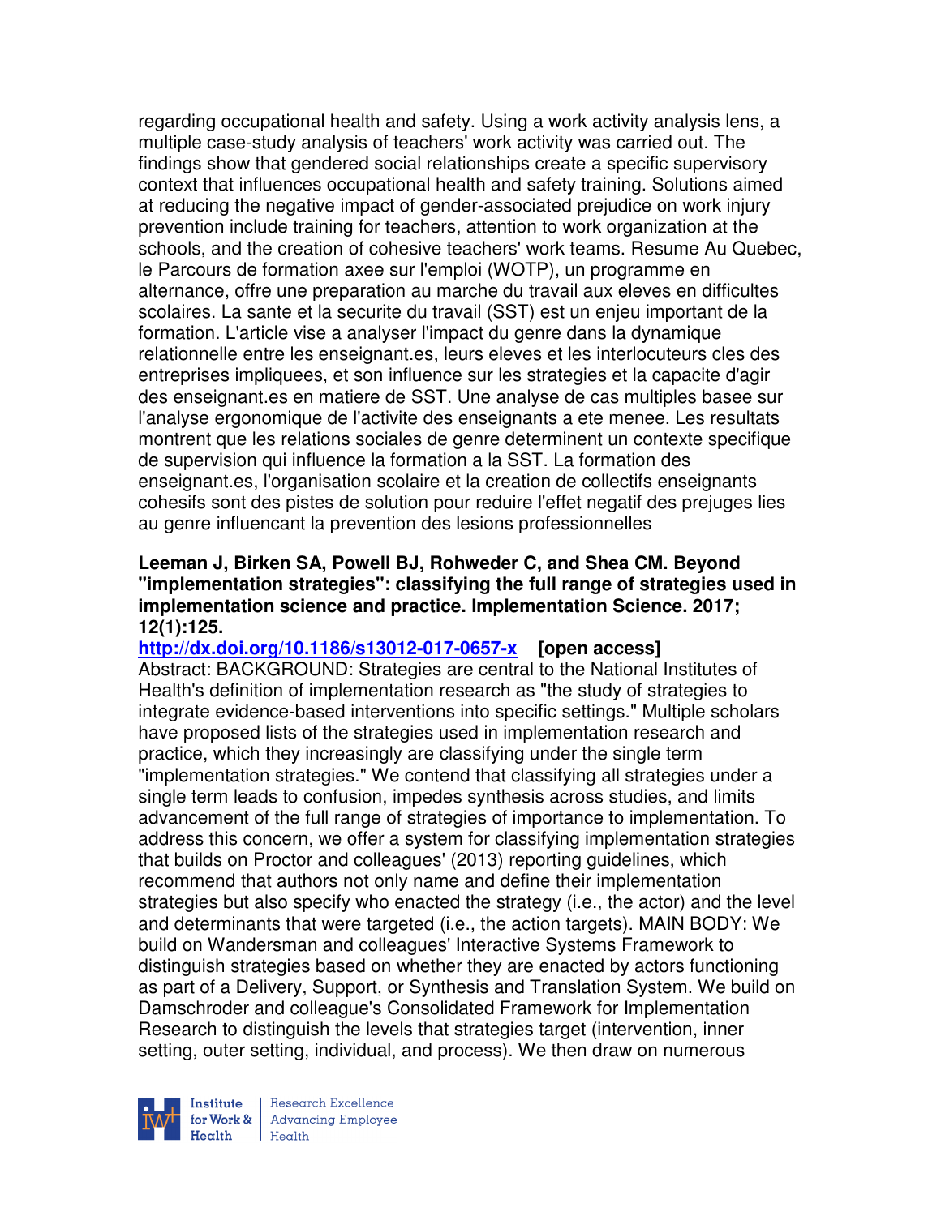regarding occupational health and safety. Using a work activity analysis lens, a multiple case-study analysis of teachers' work activity was carried out. The findings show that gendered social relationships create a specific supervisory context that influences occupational health and safety training. Solutions aimed at reducing the negative impact of gender-associated prejudice on work injury prevention include training for teachers, attention to work organization at the schools, and the creation of cohesive teachers' work teams. Resume Au Quebec, le Parcours de formation axee sur l'emploi (WOTP), un programme en alternance, offre une preparation au marche du travail aux eleves en difficultes scolaires. La sante et la securite du travail (SST) est un enjeu important de la formation. L'article vise a analyser l'impact du genre dans la dynamique relationnelle entre les enseignant.es, leurs eleves et les interlocuteurs cles des entreprises impliquees, et son influence sur les strategies et la capacite d'agir des enseignant.es en matiere de SST. Une analyse de cas multiples basee sur l'analyse ergonomique de l'activite des enseignants a ete menee. Les resultats montrent que les relations sociales de genre determinent un contexte specifique de supervision qui influence la formation a la SST. La formation des enseignant.es, l'organisation scolaire et la creation de collectifs enseignants cohesifs sont des pistes de solution pour reduire l'effet negatif des prejuges lies au genre influencant la prevention des lesions professionnelles

**Leeman J, Birken SA, Powell BJ, Rohweder C, and Shea CM. Beyond "implementation strategies": classifying the full range of strategies used in implementation science and practice. Implementation Science. 2017; 12(1):125.**

**http://dx.doi.org/10.1186/s13012-017-0657-x** **[open access]**

Abstract: BACKGROUND: Strategies are central to the National Institutes of Health's definition of implementation research as "the study of strategies to integrate evidence-based interventions into specific settings." Multiple scholars have proposed lists of the strategies used in implementation research and practice, which they increasingly are classifying under the single term "implementation strategies." We contend that classifying all strategies under a single term leads to confusion, impedes synthesis across studies, and limits advancement of the full range of strategies of importance to implementation. To address this concern, we offer a system for classifying implementation strategies that builds on Proctor and colleagues' (2013) reporting guidelines, which recommend that authors not only name and define their implementation strategies but also specify who enacted the strategy (i.e., the actor) and the level and determinants that were targeted (i.e., the action targets). MAIN BODY: We build on Wandersman and colleagues' Interactive Systems Framework to distinguish strategies based on whether they are enacted by actors functioning as part of a Delivery, Support, or Synthesis and Translation System. We build on Damschroder and colleague's Consolidated Framework for Implementation Research to distinguish the levels that strategies target (intervention, inner setting, outer setting, individual, and process). We then draw on numerous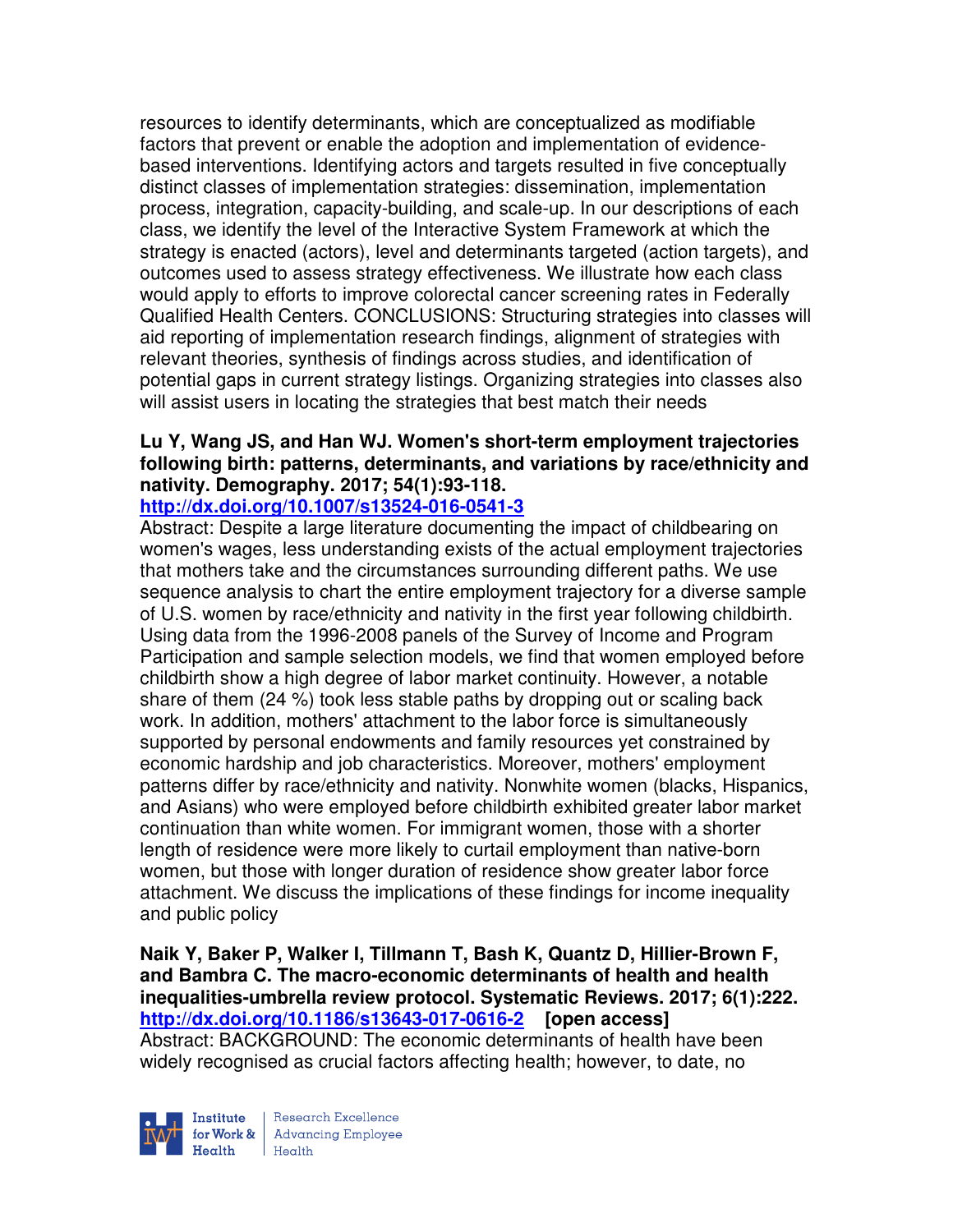resources to identify determinants, which are conceptualized as modifiable factors that prevent or enable the adoption and implementation of evidence-based interventions. Identifying actors and targets resulted in five conceptually distinct classes of implementation strategies: dissemination, implementation process, integration, capacity-building, and scale-up. In our descriptions of each class, we identify the level of the Interactive System Framework at which the strategy is enacted (actors), level and determinants targeted (action targets), and outcomes used to assess strategy effectiveness. We illustrate how each class would apply to efforts to improve colorectal cancer screening rates in Federally Qualified Health Centers. CONCLUSIONS: Structuring strategies into classes will aid reporting of implementation research findings, alignment of strategies with relevant theories, synthesis of findings across studies, and identification of potential gaps in current strategy listings. Organizing strategies into classes also will assist users in locating the strategies that best match their needs

**Lu Y, Wang JS, and Han WJ. Women's short-term employment trajectories following birth: patterns, determinants, and variations by race/ethnicity and nativity. Demography. 2017; 54(1):93-118.**
**http://dx.doi.org/10.1007/s13524-016-0541-3**
Abstract: Despite a large literature documenting the impact of childbearing on women's wages, less understanding exists of the actual employment trajectories that mothers take and the circumstances surrounding different paths. We use sequence analysis to chart the entire employment trajectory for a diverse sample of U.S. women by race/ethnicity and nativity in the first year following childbirth. Using data from the 1996-2008 panels of the Survey of Income and Program Participation and sample selection models, we find that women employed before childbirth show a high degree of labor market continuity. However, a notable share of them (24 %) took less stable paths by dropping out or scaling back work. In addition, mothers' attachment to the labor force is simultaneously supported by personal endowments and family resources yet constrained by economic hardship and job characteristics. Moreover, mothers' employment patterns differ by race/ethnicity and nativity. Nonwhite women (blacks, Hispanics, and Asians) who were employed before childbirth exhibited greater labor market continuation than white women. For immigrant women, those with a shorter length of residence were more likely to curtail employment than native-born women, but those with longer duration of residence show greater labor force attachment. We discuss the implications of these findings for income inequality and public policy

**Naik Y, Baker P, Walker I, Tillmann T, Bash K, Quantz D, Hillier-Brown F, and Bambra C. The macro-economic determinants of health and health inequalities-umbrella review protocol. Systematic Reviews. 2017; 6(1):222.**
**http://dx.doi.org/10.1186/s13643-017-0616-2 [open access]**
Abstract: BACKGROUND: The economic determinants of health have been widely recognised as crucial factors affecting health; however, to date, no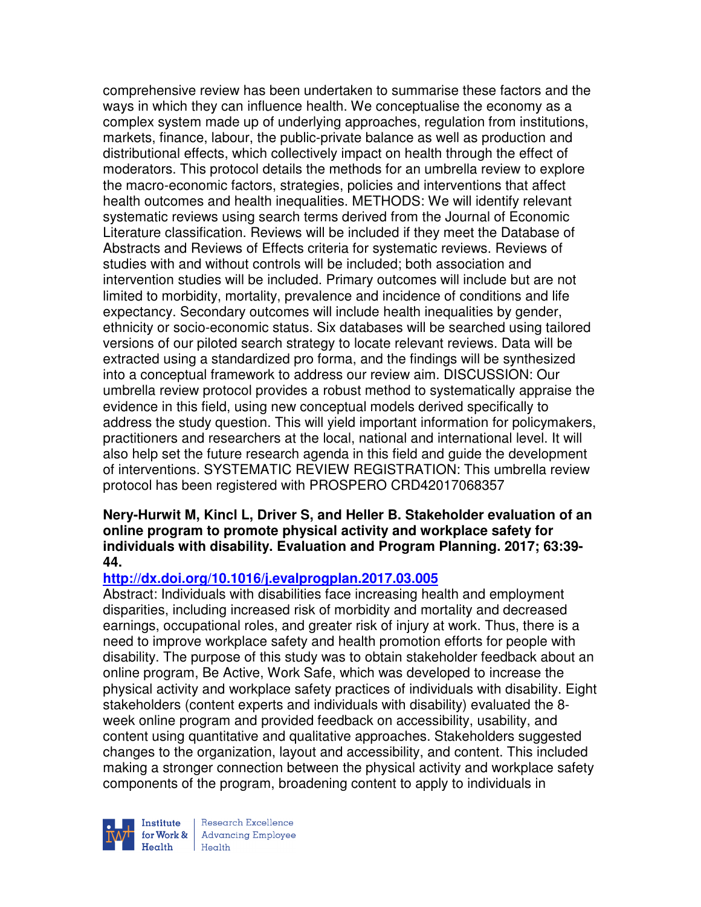comprehensive review has been undertaken to summarise these factors and the ways in which they can influence health. We conceptualise the economy as a complex system made up of underlying approaches, regulation from institutions, markets, finance, labour, the public-private balance as well as production and distributional effects, which collectively impact on health through the effect of moderators. This protocol details the methods for an umbrella review to explore the macro-economic factors, strategies, policies and interventions that affect health outcomes and health inequalities. METHODS: We will identify relevant systematic reviews using search terms derived from the Journal of Economic Literature classification. Reviews will be included if they meet the Database of Abstracts and Reviews of Effects criteria for systematic reviews. Reviews of studies with and without controls will be included; both association and intervention studies will be included. Primary outcomes will include but are not limited to morbidity, mortality, prevalence and incidence of conditions and life expectancy. Secondary outcomes will include health inequalities by gender, ethnicity or socio-economic status. Six databases will be searched using tailored versions of our piloted search strategy to locate relevant reviews. Data will be extracted using a standardized pro forma, and the findings will be synthesized into a conceptual framework to address our review aim. DISCUSSION: Our umbrella review protocol provides a robust method to systematically appraise the evidence in this field, using new conceptual models derived specifically to address the study question. This will yield important information for policymakers, practitioners and researchers at the local, national and international level. It will also help set the future research agenda in this field and guide the development of interventions. SYSTEMATIC REVIEW REGISTRATION: This umbrella review protocol has been registered with PROSPERO CRD42017068357

**Nery-Hurwit M, Kincl L, Driver S, and Heller B. Stakeholder evaluation of an online program to promote physical activity and workplace safety for individuals with disability. Evaluation and Program Planning. 2017; 63:39-44.**

**http://dx.doi.org/10.1016/j.evalprogplan.2017.03.005**

Abstract: Individuals with disabilities face increasing health and employment disparities, including increased risk of morbidity and mortality and decreased earnings, occupational roles, and greater risk of injury at work. Thus, there is a need to improve workplace safety and health promotion efforts for people with disability. The purpose of this study was to obtain stakeholder feedback about an online program, Be Active, Work Safe, which was developed to increase the physical activity and workplace safety practices of individuals with disability. Eight stakeholders (content experts and individuals with disability) evaluated the 8-week online program and provided feedback on accessibility, usability, and content using quantitative and qualitative approaches. Stakeholders suggested changes to the organization, layout and accessibility, and content. This included making a stronger connection between the physical activity and workplace safety components of the program, broadening content to apply to individuals in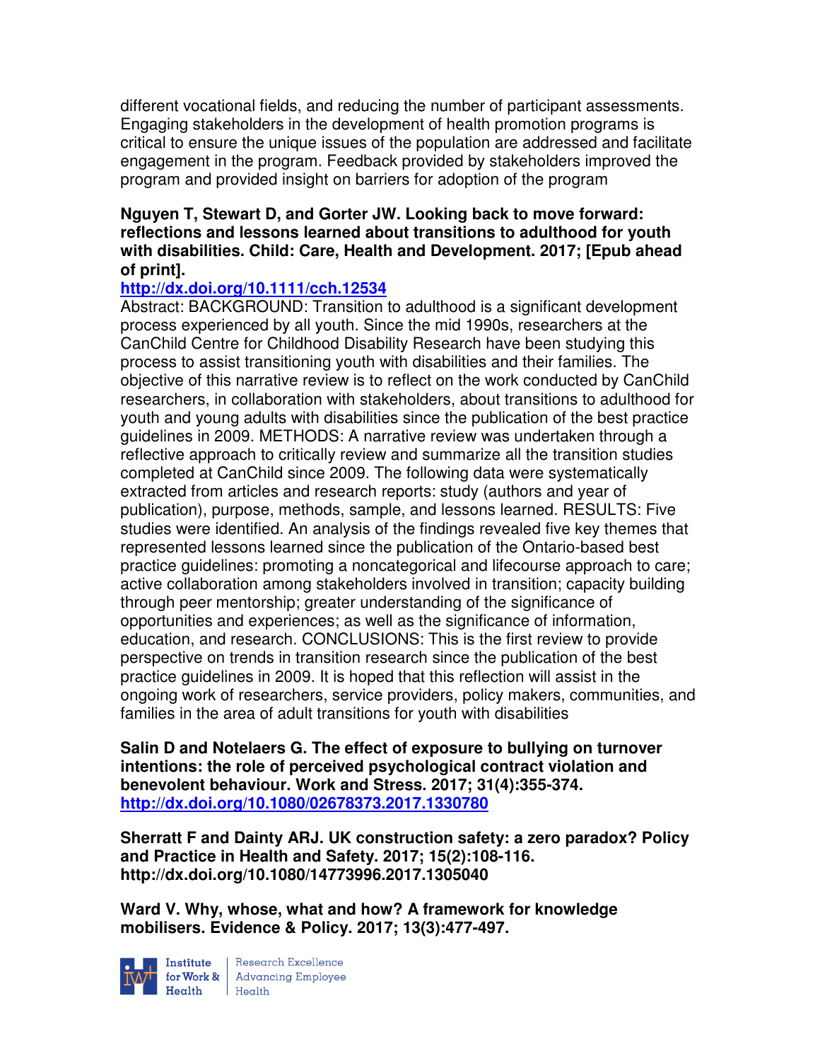different vocational fields, and reducing the number of participant assessments. Engaging stakeholders in the development of health promotion programs is critical to ensure the unique issues of the population are addressed and facilitate engagement in the program. Feedback provided by stakeholders improved the program and provided insight on barriers for adoption of the program

**Nguyen T, Stewart D, and Gorter JW. Looking back to move forward: reflections and lessons learned about transitions to adulthood for youth with disabilities. Child: Care, Health and Development. 2017; [Epub ahead of print].**
**http://dx.doi.org/10.1111/cch.12534**
Abstract: BACKGROUND: Transition to adulthood is a significant development process experienced by all youth. Since the mid 1990s, researchers at the CanChild Centre for Childhood Disability Research have been studying this process to assist transitioning youth with disabilities and their families. The objective of this narrative review is to reflect on the work conducted by CanChild researchers, in collaboration with stakeholders, about transitions to adulthood for youth and young adults with disabilities since the publication of the best practice guidelines in 2009. METHODS: A narrative review was undertaken through a reflective approach to critically review and summarize all the transition studies completed at CanChild since 2009. The following data were systematically extracted from articles and research reports: study (authors and year of publication), purpose, methods, sample, and lessons learned. RESULTS: Five studies were identified. An analysis of the findings revealed five key themes that represented lessons learned since the publication of the Ontario-based best practice guidelines: promoting a noncategorical and lifecourse approach to care; active collaboration among stakeholders involved in transition; capacity building through peer mentorship; greater understanding of the significance of opportunities and experiences; as well as the significance of information, education, and research. CONCLUSIONS: This is the first review to provide perspective on trends in transition research since the publication of the best practice guidelines in 2009. It is hoped that this reflection will assist in the ongoing work of researchers, service providers, policy makers, communities, and families in the area of adult transitions for youth with disabilities

**Salin D and Notelaers G. The effect of exposure to bullying on turnover intentions: the role of perceived psychological contract violation and benevolent behaviour. Work and Stress. 2017; 31(4):355-374.**
**http://dx.doi.org/10.1080/02678373.2017.1330780**

**Sherratt F and Dainty ARJ. UK construction safety: a zero paradox? Policy and Practice in Health and Safety. 2017; 15(2):108-116.**
**http://dx.doi.org/10.1080/14773996.2017.1305040**

**Ward V. Why, whose, what and how? A framework for knowledge mobilisers. Evidence & Policy. 2017; 13(3):477-497.**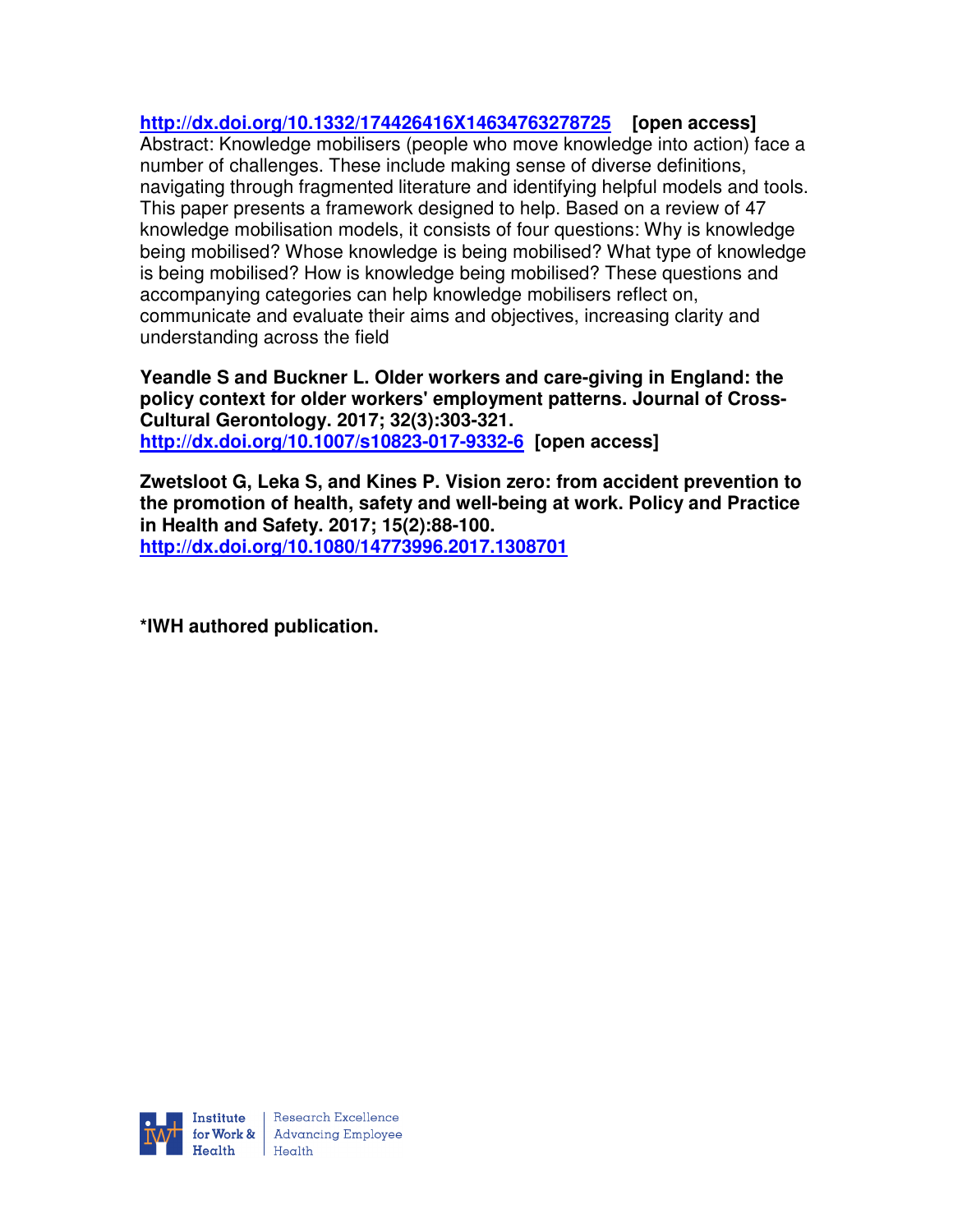**http://dx.doi.org/10.1332/174426416X14634763278725** **[open access]**
Abstract: Knowledge mobilisers (people who move knowledge into action) face a number of challenges. These include making sense of diverse definitions, navigating through fragmented literature and identifying helpful models and tools. This paper presents a framework designed to help. Based on a review of 47 knowledge mobilisation models, it consists of four questions: Why is knowledge being mobilised? Whose knowledge is being mobilised? What type of knowledge is being mobilised? How is knowledge being mobilised? These questions and accompanying categories can help knowledge mobilisers reflect on, communicate and evaluate their aims and objectives, increasing clarity and understanding across the field

**Yeandle S and Buckner L. Older workers and care-giving in England: the policy context for older workers' employment patterns. Journal of Cross-Cultural Gerontology. 2017; 32(3):303-321.**
**http://dx.doi.org/10.1007/s10823-017-9332-6** **[open access]**

**Zwetsloot G, Leka S, and Kines P. Vision zero: from accident prevention to the promotion of health, safety and well-being at work. Policy and Practice in Health and Safety. 2017; 15(2):88-100.**
**http://dx.doi.org/10.1080/14773996.2017.1308701**

**\*IWH authored publication.**